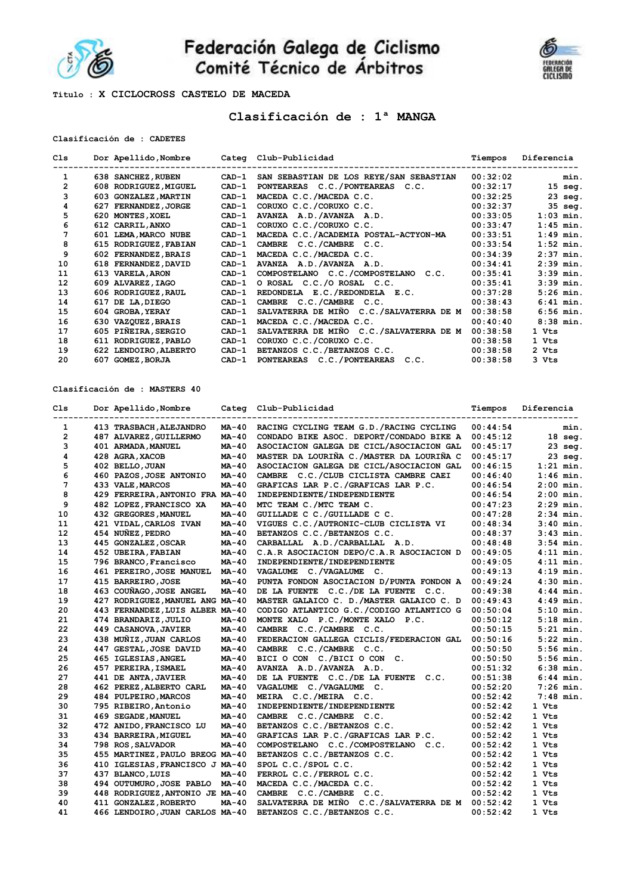# Federación Galega de Ciclismo
## Comité Técnico de Árbitros

**Titulo : X CICLOCROSS CASTELO DE MACEDA**

## Clasificación de : 1ª MANGA

**Clasificación de : CADETES**

| Cls | Dor | Apellido,Nombre | Categ | Club-Publicidad | Tiempos | Diferencia |
|---|---|---|---|---|---|---|
| 1 | 638 | SANCHEZ,RUBEN | CAD-1 | SAN SEBASTIAN DE LOS REYE/SAN SEBASTIAN | 00:32:02 | min. |
| 2 | 608 | RODRIGUEZ,MIGUEL | CAD-1 | PONTEAREAS C.C./PONTEAREAS C.C. | 00:32:17 | 15 seg. |
| 3 | 603 | GONZALEZ,MARTIN | CAD-1 | MACEDA C.C./MACEDA C.C. | 00:32:25 | 23 seg. |
| 4 | 627 | FERNANDEZ,JORGE | CAD-1 | CORUXO C.C./CORUXO C.C. | 00:32:37 | 35 seg. |
| 5 | 620 | MONTES,XOEL | CAD-1 | AVANZA A.D./AVANZA A.D. | 00:33:05 | 1:03 min. |
| 6 | 612 | CARRIL,ANXO | CAD-1 | CORUXO C.C./CORUXO C.C. | 00:33:47 | 1:45 min. |
| 7 | 601 | LEMA,MARCO NUBE | CAD-1 | MACEDA C.C./ACADEMIA POSTAL-ACTYON-MA | 00:33:51 | 1:49 min. |
| 8 | 615 | RODRIGUEZ,FABIAN | CAD-1 | CAMBRE C.C./CAMBRE C.C. | 00:33:54 | 1:52 min. |
| 9 | 602 | FERNANDEZ,BRAIS | CAD-1 | MACEDA C.C./MACEDA C.C. | 00:34:39 | 2:37 min. |
| 10 | 618 | FERNANDEZ,DAVID | CAD-1 | AVANZA A.D./AVANZA A.D. | 00:34:41 | 2:39 min. |
| 11 | 613 | VARELA,ARON | CAD-1 | COMPOSTELANO C.C./COMPOSTELANO C.C. | 00:35:41 | 3:39 min. |
| 12 | 609 | ALVAREZ,IAGO | CAD-1 | O ROSAL C.C./O ROSAL C.C. | 00:35:41 | 3:39 min. |
| 13 | 606 | RODRIGUEZ,RAUL | CAD-1 | REDONDELA E.C./REDONDELA E.C. | 00:37:28 | 5:26 min. |
| 14 | 617 | DE LA,DIEGO | CAD-1 | CAMBRE C.C./CAMBRE C.C. | 00:38:43 | 6:41 min. |
| 15 | 604 | GROBA,YERAY | CAD-1 | SALVATERRA DE MIÑO C.C./SALVATERRA DE M | 00:38:58 | 6:56 min. |
| 16 | 630 | VAZQUEZ,BRAIS | CAD-1 | MACEDA C.C./MACEDA C.C. | 00:40:40 | 8:38 min. |
| 17 | 605 | PIÑEIRA,SERGIO | CAD-1 | SALVATERRA DE MIÑO C.C./SALVATERRA DE M | 00:38:58 | 1 Vts |
| 18 | 611 | RODRIGUEZ,PABLO | CAD-1 | CORUXO C.C./CORUXO C.C. | 00:38:58 | 1 Vts |
| 19 | 622 | LENDOIRO,ALBERTO | CAD-1 | BETANZOS C.C./BETANZOS C.C. | 00:38:58 | 2 Vts |
| 20 | 607 | GOMEZ,BORJA | CAD-1 | PONTEAREAS C.C./PONTEAREAS C.C. | 00:38:58 | 3 Vts |

**Clasificación de : MASTERS 40**

| Cls | Dor | Apellido,Nombre | Categ | Club-Publicidad | Tiempos | Diferencia |
|---|---|---|---|---|---|---|
| 1 | 413 | TRASBACH,ALEJANDRO | MA-40 | RACING CYCLING TEAM G.D./RACING CYCLING | 00:44:54 | min. |
| 2 | 487 | ALVAREZ,GUILLERMO | MA-40 | CONDADO BIKE ASOC. DEPORT/CONDADO BIKE A | 00:45:12 | 18 seg. |
| 3 | 401 | ARMADA,MANUEL | MA-40 | ASOCIACION GALEGA DE CICL/ASOCIACION GAL | 00:45:17 | 23 seg. |
| 4 | 428 | AGRA,XACOB | MA-40 | MASTER DA LOURIÑA C./MASTER DA LOURIÑA C | 00:45:17 | 23 seg. |
| 5 | 402 | BELLO,JUAN | MA-40 | ASOCIACION GALEGA DE CICL/ASOCIACION GAL | 00:46:15 | 1:21 min. |
| 6 | 460 | PAZOS,JOSE ANTONIO | MA-40 | CAMBRE C.C./CLUB CICLISTA CAMBRE CAEI | 00:46:40 | 1:46 min. |
| 7 | 433 | VALE,MARCOS | MA-40 | GRAFICAS LAR P.C./GRAFICAS LAR P.C. | 00:46:54 | 2:00 min. |
| 8 | 429 | FERREIRA,ANTONIO FRA | MA-40 | INDEPENDIENTE/INDEPENDIENTE | 00:46:54 | 2:00 min. |
| 9 | 482 | LOPEZ,FRANCISCO XA | MA-40 | MTC TEAM C./MTC TEAM C. | 00:47:23 | 2:29 min. |
| 10 | 432 | GREGORES,MANUEL | MA-40 | GUILLADE C C./GUILLADE C C. | 00:47:28 | 2:34 min. |
| 11 | 421 | VIDAL,CARLOS IVAN | MA-40 | VIGUES C.C./AUTRONIC-CLUB CICLISTA VI | 00:48:34 | 3:40 min. |
| 12 | 454 | NUÑEZ,PEDRO | MA-40 | BETANZOS C.C./BETANZOS C.C. | 00:48:37 | 3:43 min. |
| 13 | 445 | GONZALEZ,OSCAR | MA-40 | CARBALLAL A.D./CARBALLAL A.D. | 00:48:48 | 3:54 min. |
| 14 | 452 | UBEIRA,FABIAN | MA-40 | C.A.R ASOCIACION DEPO/C.A.R ASOCIACION D | 00:49:05 | 4:11 min. |
| 15 | 796 | BRANCO,Francisco | MA-40 | INDEPENDIENTE/INDEPENDIENTE | 00:49:05 | 4:11 min. |
| 16 | 461 | PEREIRO,JOSE MANUEL | MA-40 | VAGALUME C./VAGALUME C. | 00:49:13 | 4:19 min. |
| 17 | 415 | BARREIRO,JOSE | MA-40 | PUNTA FONDON ASOCIACION D/PUNTA FONDON A | 00:49:24 | 4:30 min. |
| 18 | 463 | COUÑAGO,JOSE ANGEL | MA-40 | DE LA FUENTE C.C./DE LA FUENTE C.C. | 00:49:38 | 4:44 min. |
| 19 | 427 | RODRIGUEZ,MANUEL ANG | MA-40 | MASTER GALAICO C. D./MASTER GALAICO C. D | 00:49:43 | 4:49 min. |
| 20 | 443 | FERNANDEZ,LUIS ALBER | MA-40 | CODIGO ATLANTICO G.C./CODIGO ATLANTICO G | 00:50:04 | 5:10 min. |
| 21 | 474 | BRANDARIZ,JULIO | MA-40 | MONTE XALO P.C./MONTE XALO P.C. | 00:50:12 | 5:18 min. |
| 22 | 449 | CASANOVA,JAVIER | MA-40 | CAMBRE C.C./CAMBRE C.C. | 00:50:15 | 5:21 min. |
| 23 | 438 | MUÑIZ,JUAN CARLOS | MA-40 | FEDERACION GALLEGA CICLIS/FEDERACION GAL | 00:50:16 | 5:22 min. |
| 24 | 447 | GESTAL,JOSE DAVID | MA-40 | CAMBRE C.C./CAMBRE C.C. | 00:50:50 | 5:56 min. |
| 25 | 465 | IGLESIAS,ANGEL | MA-40 | BICI O CON C./BICI O CON C. | 00:50:50 | 5:56 min. |
| 26 | 457 | PEREIRA,ISMAEL | MA-40 | AVANZA A.D./AVANZA A.D. | 00:51:32 | 6:38 min. |
| 27 | 441 | DE ANTA,JAVIER | MA-40 | DE LA FUENTE C.C./DE LA FUENTE C.C. | 00:51:38 | 6:44 min. |
| 28 | 462 | PEREZ,ALBERTO CARL | MA-40 | VAGALUME C./VAGALUME C. | 00:52:20 | 7:26 min. |
| 29 | 484 | PULPEIRO,MARCOS | MA-40 | MEIRA C.C./MEIRA C.C. | 00:52:42 | 7:48 min. |
| 30 | 795 | RIBEIRO,Antonio | MA-40 | INDEPENDIENTE/INDEPENDIENTE | 00:52:42 | 1 Vts |
| 31 | 469 | SEGADE,MANUEL | MA-40 | CAMBRE C.C./CAMBRE C.C. | 00:52:42 | 1 Vts |
| 32 | 472 | ANIDO,FRANCISCO LU | MA-40 | BETANZOS C.C./BETANZOS C.C. | 00:52:42 | 1 Vts |
| 33 | 434 | BARREIRA,MIGUEL | MA-40 | GRAFICAS LAR P.C./GRAFICAS LAR P.C. | 00:52:42 | 1 Vts |
| 34 | 798 | ROS,SALVADOR | MA-40 | COMPOSTELANO C.C./COMPOSTELANO C.C. | 00:52:42 | 1 Vts |
| 35 | 455 | MARTINEZ,PAULO BREOG | MA-40 | BETANZOS C.C./BETANZOS C.C. | 00:52:42 | 1 Vts |
| 36 | 410 | IGLESIAS,FRANCISCO J | MA-40 | SPOL C.C./SPOL C.C. | 00:52:42 | 1 Vts |
| 37 | 437 | BLANCO,LUIS | MA-40 | FERROL C.C./FERROL C.C. | 00:52:42 | 1 Vts |
| 38 | 494 | OUTUMURO,JOSE PABLO | MA-40 | MACEDA C.C./MACEDA C.C. | 00:52:42 | 1 Vts |
| 39 | 448 | RODRIGUEZ,ANTONIO JE | MA-40 | CAMBRE C.C./CAMBRE C.C. | 00:52:42 | 1 Vts |
| 40 | 411 | GONZALEZ,ROBERTO | MA-40 | SALVATERRA DE MIÑO C.C./SALVATERRA DE M | 00:52:42 | 1 Vts |
| 41 | 466 | LENDOIRO,JUAN CARLOS | MA-40 | BETANZOS C.C./BETANZOS C.C. | 00:52:42 | 1 Vts |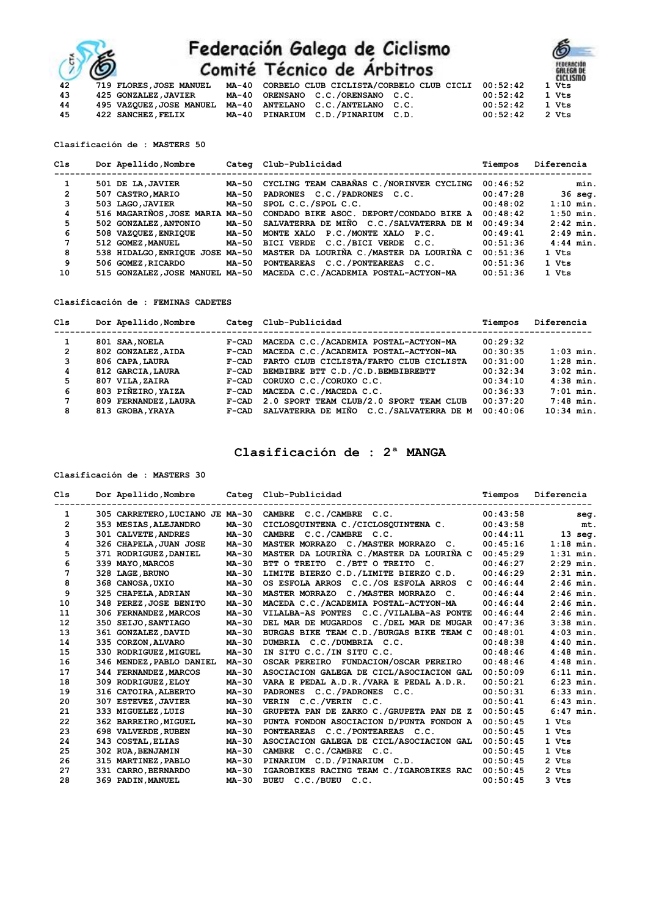| Cls | Dor | Apellido,Nombre | Categ | Club-Publicidad | Tiempos | Diferencia |
|---|---|---|---|---|---|---|
| 42 | 719 | FLORES,JOSE MANUEL | MA-40 | CORBELO CLUB CICLISTA/CORBELO CLUB CICLI | 00:52:42 | 1 Vts |
| 43 | 425 | GONZALEZ,JAVIER | MA-40 | ORENSANO C.C./ORENSANO C.C. | 00:52:42 | 1 Vts |
| 44 | 495 | VAZQUEZ,JOSE MANUEL | MA-40 | ANTELANO C.C./ANTELANO C.C. | 00:52:42 | 1 Vts |
| 45 | 422 | SANCHEZ,FELIX | MA-40 | PINARIUM C.D./PINARIUM C.D. | 00:52:42 | 2 Vts |

**Clasificación de : MASTERS 50**

| Cls | Dor | Apellido,Nombre | Categ | Club-Publicidad | Tiempos | Diferencia |
|---|---|---|---|---|---|---|
| 1 | 501 | DE LA,JAVIER | MA-50 | CYCLING TEAM CABAÑAS C./NORINVER CYCLING | 00:46:52 | min. |
| 2 | 507 | CASTRO,MARIO | MA-50 | PADRONES C.C./PADRONES C.C. | 00:47:28 | 36 seg. |
| 3 | 503 | LAGO,JAVIER | MA-50 | SPOL C.C./SPOL C.C. | 00:48:02 | 1:10 min. |
| 4 | 516 | MAGARIÑOS,JOSE MARIA | MA-50 | CONDADO BIKE ASOC. DEPORT/CONDADO BIKE A | 00:48:42 | 1:50 min. |
| 5 | 502 | GONZALEZ,ANTONIO | MA-50 | SALVATERRA DE MIÑO C.C./SALVATERRA DE M | 00:49:34 | 2:42 min. |
| 6 | 508 | VAZQUEZ,ENRIQUE | MA-50 | MONTE XALO P.C./MONTE XALO P.C. | 00:49:41 | 2:49 min. |
| 7 | 512 | GOMEZ,MANUEL | MA-50 | BICI VERDE C.C./BICI VERDE C.C. | 00:51:36 | 4:44 min. |
| 8 | 538 | HIDALGO,ENRIQUE JOSE | MA-50 | MASTER DA LOURIÑA C./MASTER DA LOURIÑA C | 00:51:36 | 1 Vts |
| 9 | 506 | GOMEZ,RICARDO | MA-50 | PONTEAREAS C.C./PONTEAREAS C.C. | 00:51:36 | 1 Vts |
| 10 | 515 | GONZALEZ,JOSE MANUEL | MA-50 | MACEDA C.C./ACADEMIA POSTAL-ACTYON-MA | 00:51:36 | 1 Vts |

**Clasificación de : FEMINAS CADETES**

| Cls | Dor | Apellido,Nombre | Categ | Club-Publicidad | Tiempos | Diferencia |
|---|---|---|---|---|---|---|
| 1 | 801 | SAA,NOELA | F-CAD | MACEDA C.C./ACADEMIA POSTAL-ACTYON-MA | 00:29:32 | |
| 2 | 802 | GONZALEZ,AIDA | F-CAD | MACEDA C.C./ACADEMIA POSTAL-ACTYON-MA | 00:30:35 | 1:03 min. |
| 3 | 806 | CAPA,LAURA | F-CAD | FARTO CLUB CICLISTA/FARTO CLUB CICLISTA | 00:31:00 | 1:28 min. |
| 4 | 812 | GARCIA,LAURA | F-CAD | BEMBIBRE BTT C.D./C.D.BEMBIBREBTT | 00:32:34 | 3:02 min. |
| 5 | 807 | VILA,ZAIRA | F-CAD | CORUXO C.C./CORUXO C.C. | 00:34:10 | 4:38 min. |
| 6 | 803 | PIÑEIRO,YAIZA | F-CAD | MACEDA C.C./MACEDA C.C. | 00:36:33 | 7:01 min. |
| 7 | 809 | FERNANDEZ,LAURA | F-CAD | 2.0 SPORT TEAM CLUB/2.0 SPORT TEAM CLUB | 00:37:20 | 7:48 min. |
| 8 | 813 | GROBA,YRAYA | F-CAD | SALVATERRA DE MIÑO C.C./SALVATERRA DE M | 00:40:06 | 10:34 min. |

## Clasificación de : 2ª MANGA

**Clasificación de : MASTERS 30**

| Cls | Dor | Apellido,Nombre | Categ | Club-Publicidad | Tiempos | Diferencia |
|---|---|---|---|---|---|---|
| 1 | 305 | CARRETERO,LUCIANO JE | MA-30 | CAMBRE C.C./CAMBRE C.C. | 00:43:58 | seg. |
| 2 | 353 | MESIAS,ALEJANDRO | MA-30 | CICLOSQUINTENA C./CICLOSQUINTENA C. | 00:43:58 | mt. |
| 3 | 301 | CALVETE,ANDRES | MA-30 | CAMBRE C.C./CAMBRE C.C. | 00:44:11 | 13 seg. |
| 4 | 326 | CHAPELA,JUAN JOSE | MA-30 | MASTER MORRAZO C./MASTER MORRAZO C. | 00:45:16 | 1:18 min. |
| 5 | 371 | RODRIGUEZ,DANIEL | MA-30 | MASTER DA LOURIÑA C./MASTER DA LOURIÑA C | 00:45:29 | 1:31 min. |
| 6 | 339 | MAYO,MARCOS | MA-30 | BTT O TREITO C./BTT O TREITO C. | 00:46:27 | 2:29 min. |
| 7 | 328 | LAGE,BRUNO | MA-30 | LIMITE BIERZO C.D./LIMITE BIERZO C.D. | 00:46:29 | 2:31 min. |
| 8 | 368 | CANOSA,UXIO | MA-30 | OS ESFOLA ARROS C.C./OS ESFOLA ARROS C | 00:46:44 | 2:46 min. |
| 9 | 325 | CHAPELA,ADRIAN | MA-30 | MASTER MORRAZO C./MASTER MORRAZO C. | 00:46:44 | 2:46 min. |
| 10 | 348 | PEREZ,JOSE BENITO | MA-30 | MACEDA C.C./ACADEMIA POSTAL-ACTYON-MA | 00:46:44 | 2:46 min. |
| 11 | 306 | FERNANDEZ,MARCOS | MA-30 | VILALBA-AS PONTES C.C./VILALBA-AS PONTE | 00:46:44 | 2:46 min. |
| 12 | 350 | SEIJO,SANTIAGO | MA-30 | DEL MAR DE MUGARDOS C./DEL MAR DE MUGAR | 00:47:36 | 3:38 min. |
| 13 | 361 | GONZALEZ,DAVID | MA-30 | BURGAS BIKE TEAM C.D./BURGAS BIKE TEAM C | 00:48:01 | 4:03 min. |
| 14 | 335 | CORZON,ALVARO | MA-30 | DUMBRIA C.C./DUMBRIA C.C. | 00:48:38 | 4:40 min. |
| 15 | 330 | RODRIGUEZ,MIGUEL | MA-30 | IN SITU C.C./IN SITU C.C. | 00:48:46 | 4:48 min. |
| 16 | 346 | MENDEZ,PABLO DANIEL | MA-30 | OSCAR PEREIRO FUNDACION/OSCAR PEREIRO | 00:48:46 | 4:48 min. |
| 17 | 344 | FERNANDEZ,MARCOS | MA-30 | ASOCIACION GALEGA DE CICL/ASOCIACION GAL | 00:50:09 | 6:11 min. |
| 18 | 309 | RODRIGUEZ,ELOY | MA-30 | VARA E PEDAL A.D.R./VARA E PEDAL A.D.R. | 00:50:21 | 6:23 min. |
| 19 | 316 | CATOIRA,ALBERTO | MA-30 | PADRONES C.C./PADRONES C.C. | 00:50:31 | 6:33 min. |
| 20 | 307 | ESTEVEZ,JAVIER | MA-30 | VERIN C.C./VERIN C.C. | 00:50:41 | 6:43 min. |
| 21 | 333 | MIGUELEZ,LUIS | MA-30 | GRUPETA PAN DE ZARKO C./GRUPETA PAN DE Z | 00:50:45 | 6:47 min. |
| 22 | 362 | BARREIRO,MIGUEL | MA-30 | PUNTA FONDON ASOCIACION D/PUNTA FONDON A | 00:50:45 | 1 Vts |
| 23 | 698 | VALVERDE,RUBEN | MA-30 | PONTEAREAS C.C./PONTEAREAS C.C. | 00:50:45 | 1 Vts |
| 24 | 343 | COSTAL,ELIAS | MA-30 | ASOCIACION GALEGA DE CICL/ASOCIACION GAL | 00:50:45 | 1 Vts |
| 25 | 302 | RUA,BENJAMIN | MA-30 | CAMBRE C.C./CAMBRE C.C. | 00:50:45 | 1 Vts |
| 26 | 315 | MARTINEZ,PABLO | MA-30 | PINARIUM C.D./PINARIUM C.D. | 00:50:45 | 2 Vts |
| 27 | 331 | CARRO,BERNARDO | MA-30 | IGAROBIKES RACING TEAM C./IGAROBIKES RAC | 00:50:45 | 2 Vts |
| 28 | 369 | PADIN,MANUEL | MA-30 | BUEU C.C./BUEU C.C. | 00:50:45 | 3 Vts |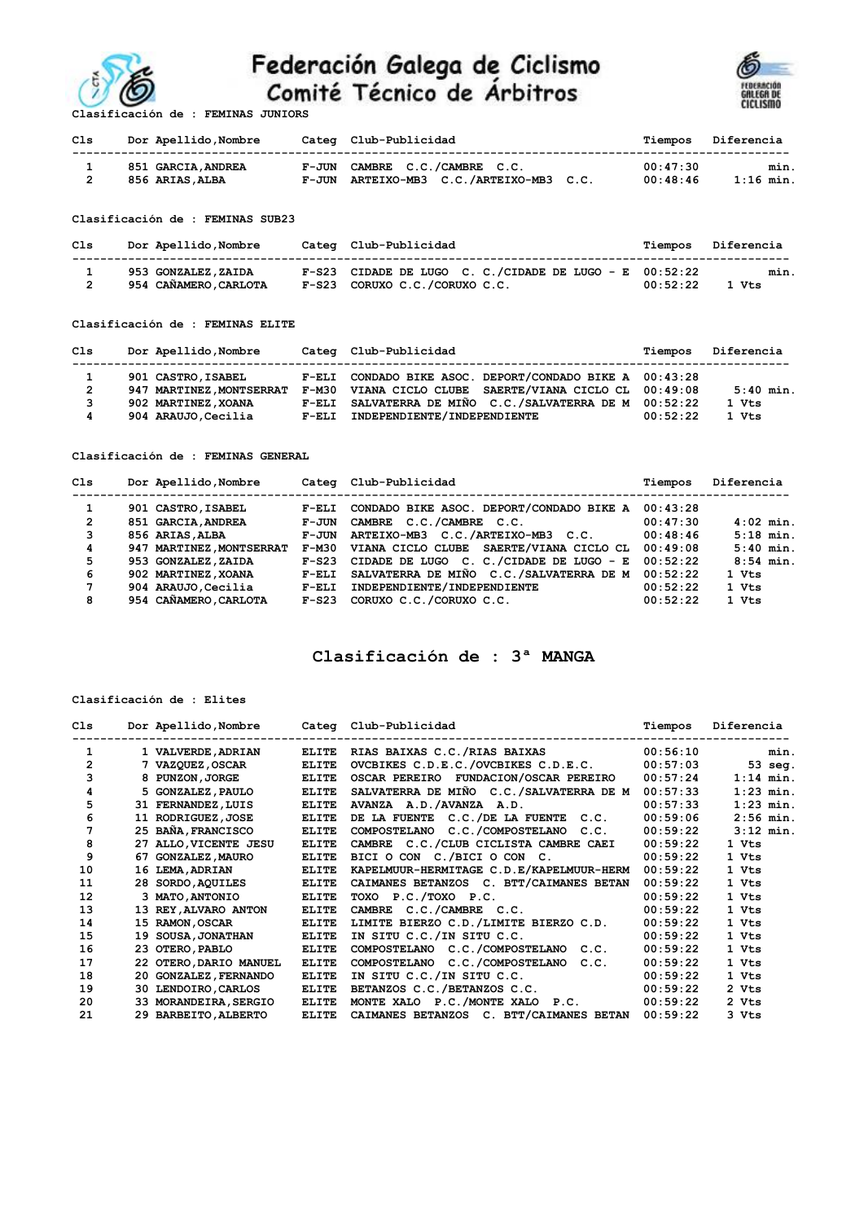# Federación Galega de Ciclismo
## Comité Técnico de Árbitros

**Clasificación de : FEMINAS JUNIORS**

| Cls | Dor | Apellido,Nombre | Categ | Club-Publicidad | Tiempos | Diferencia |
|---|---|---|---|---|---|---|
| 1 | 851 | GARCIA,ANDREA | F-JUN | CAMBRE C.C./CAMBRE C.C. | 00:47:30 | min. |
| 2 | 856 | ARIAS,ALBA | F-JUN | ARTEIXO-MB3 C.C./ARTEIXO-MB3 C.C. | 00:48:46 | 1:16 min. |

**Clasificación de : FEMINAS SUB23**

| Cls | Dor | Apellido,Nombre | Categ | Club-Publicidad | Tiempos | Diferencia |
|---|---|---|---|---|---|---|
| 1 | 953 | GONZALEZ,ZAIDA | F-S23 | CIDADE DE LUGO C. C./CIDADE DE LUGO - E | 00:52:22 | min. |
| 2 | 954 | CAÑAMERO,CARLOTA | F-S23 | CORUXO C.C./CORUXO C.C. | 00:52:22 | 1 Vts |

**Clasificación de : FEMINAS ELITE**

| Cls | Dor | Apellido,Nombre | Categ | Club-Publicidad | Tiempos | Diferencia |
|---|---|---|---|---|---|---|
| 1 | 901 | CASTRO,ISABEL | F-ELI | CONDADO BIKE ASOC. DEPORT/CONDADO BIKE A | 00:43:28 | |
| 2 | 947 | MARTINEZ,MONTSERRAT | F-M30 | VIANA CICLO CLUBE SAERTE/VIANA CICLO CL | 00:49:08 | 5:40 min. |
| 3 | 902 | MARTINEZ,XOANA | F-ELI | SALVATERRA DE MIÑO C.C./SALVATERRA DE M | 00:52:22 | 1 Vts |
| 4 | 904 | ARAUJO,Cecilia | F-ELI | INDEPENDIENTE/INDEPENDIENTE | 00:52:22 | 1 Vts |

**Clasificación de : FEMINAS GENERAL**

| Cls | Dor | Apellido,Nombre | Categ | Club-Publicidad | Tiempos | Diferencia |
|---|---|---|---|---|---|---|
| 1 | 901 | CASTRO,ISABEL | F-ELI | CONDADO BIKE ASOC. DEPORT/CONDADO BIKE A | 00:43:28 | |
| 2 | 851 | GARCIA,ANDREA | F-JUN | CAMBRE C.C./CAMBRE C.C. | 00:47:30 | 4:02 min. |
| 3 | 856 | ARIAS,ALBA | F-JUN | ARTEIXO-MB3 C.C./ARTEIXO-MB3 C.C. | 00:48:46 | 5:18 min. |
| 4 | 947 | MARTINEZ,MONTSERRAT | F-M30 | VIANA CICLO CLUBE SAERTE/VIANA CICLO CL | 00:49:08 | 5:40 min. |
| 5 | 953 | GONZALEZ,ZAIDA | F-S23 | CIDADE DE LUGO C. C./CIDADE DE LUGO - E | 00:52:22 | 8:54 min. |
| 6 | 902 | MARTINEZ,XOANA | F-ELI | SALVATERRA DE MIÑO C.C./SALVATERRA DE M | 00:52:22 | 1 Vts |
| 7 | 904 | ARAUJO,Cecilia | F-ELI | INDEPENDIENTE/INDEPENDIENTE | 00:52:22 | 1 Vts |
| 8 | 954 | CAÑAMERO,CARLOTA | F-S23 | CORUXO C.C./CORUXO C.C. | 00:52:22 | 1 Vts |

## Clasificación de : 3ª MANGA

**Clasificación de : Elites**

| Cls | Dor | Apellido,Nombre | Categ | Club-Publicidad | Tiempos | Diferencia |
|---|---|---|---|---|---|---|
| 1 | 1 | VALVERDE,ADRIAN | ELITE | RIAS BAIXAS C.C./RIAS BAIXAS | 00:56:10 | min. |
| 2 | 7 | VAZQUEZ,OSCAR | ELITE | OVCBIKES C.D.E.C./OVCBIKES C.D.E.C. | 00:57:03 | 53 seg. |
| 3 | 8 | PUNZON,JORGE | ELITE | OSCAR PEREIRO FUNDACION/OSCAR PEREIRO | 00:57:24 | 1:14 min. |
| 4 | 5 | GONZALEZ,PAULO | ELITE | SALVATERRA DE MIÑO C.C./SALVATERRA DE M | 00:57:33 | 1:23 min. |
| 5 | 31 | FERNANDEZ,LUIS | ELITE | AVANZA A.D./AVANZA A.D. | 00:57:33 | 1:23 min. |
| 6 | 11 | RODRIGUEZ,JOSE | ELITE | DE LA FUENTE C.C./DE LA FUENTE C.C. | 00:59:06 | 2:56 min. |
| 7 | 25 | BAÑA,FRANCISCO | ELITE | COMPOSTELANO C.C./COMPOSTELANO C.C. | 00:59:22 | 3:12 min. |
| 8 | 27 | ALLO,VICENTE JESU | ELITE | CAMBRE C.C./CLUB CICLISTA CAMBRE CAEI | 00:59:22 | 1 Vts |
| 9 | 67 | GONZALEZ,MAURO | ELITE | BICI O CON C./BICI O CON C. | 00:59:22 | 1 Vts |
| 10 | 16 | LEMA,ADRIAN | ELITE | KAPELMUUR-HERMITAGE C.D.E/KAPELMUUR-HERM | 00:59:22 | 1 Vts |
| 11 | 28 | SORDO,AQUILES | ELITE | CAIMANES BETANZOS C. BTT/CAIMANES BETAN | 00:59:22 | 1 Vts |
| 12 | 3 | MATO,ANTONIO | ELITE | TOXO P.C./TOXO P.C. | 00:59:22 | 1 Vts |
| 13 | 13 | REY,ALVARO ANTON | ELITE | CAMBRE C.C./CAMBRE C.C. | 00:59:22 | 1 Vts |
| 14 | 15 | RAMON,OSCAR | ELITE | LIMITE BIERZO C.D./LIMITE BIERZO C.D. | 00:59:22 | 1 Vts |
| 15 | 19 | SOUSA,JONATHAN | ELITE | IN SITU C.C./IN SITU C.C. | 00:59:22 | 1 Vts |
| 16 | 23 | OTERO,PABLO | ELITE | COMPOSTELANO C.C./COMPOSTELANO C.C. | 00:59:22 | 1 Vts |
| 17 | 22 | OTERO,DARIO MANUEL | ELITE | COMPOSTELANO C.C./COMPOSTELANO C.C. | 00:59:22 | 1 Vts |
| 18 | 20 | GONZALEZ,FERNANDO | ELITE | IN SITU C.C./IN SITU C.C. | 00:59:22 | 1 Vts |
| 19 | 30 | LENDOIRO,CARLOS | ELITE | BETANZOS C.C./BETANZOS C.C. | 00:59:22 | 2 Vts |
| 20 | 33 | MORANDEIRA,SERGIO | ELITE | MONTE XALO P.C./MONTE XALO P.C. | 00:59:22 | 2 Vts |
| 21 | 29 | BARBEITO,ALBERTO | ELITE | CAIMANES BETANZOS C. BTT/CAIMANES BETAN | 00:59:22 | 3 Vts |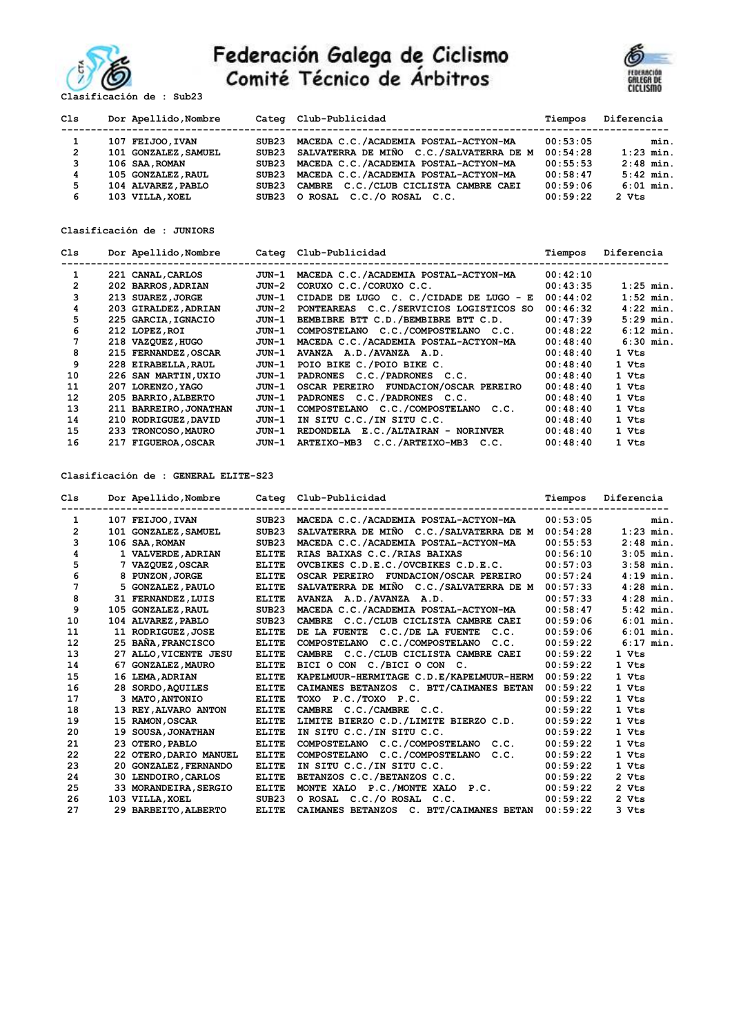# Federación Galega de Ciclismo
## Comité Técnico de Árbitros

**Clasificación de : Sub23**

| Cls | Dor | Apellido,Nombre | Categ | Club-Publicidad | Tiempos | Diferencia |
|---|---|---|---|---|---|---|
| 1 | 107 | FEIJOO,IVAN | SUB23 | MACEDA C.C./ACADEMIA POSTAL-ACTYON-MA | 00:53:05 | min. |
| 2 | 101 | GONZALEZ,SAMUEL | SUB23 | SALVATERRA DE MIÑO C.C./SALVATERRA DE M | 00:54:28 | 1:23 min. |
| 3 | 106 | SAA,ROMAN | SUB23 | MACEDA C.C./ACADEMIA POSTAL-ACTYON-MA | 00:55:53 | 2:48 min. |
| 4 | 105 | GONZALEZ,RAUL | SUB23 | MACEDA C.C./ACADEMIA POSTAL-ACTYON-MA | 00:58:47 | 5:42 min. |
| 5 | 104 | ALVAREZ,PABLO | SUB23 | CAMBRE C.C./CLUB CICLISTA CAMBRE CAEI | 00:59:06 | 6:01 min. |
| 6 | 103 | VILLA,XOEL | SUB23 | O ROSAL C.C./O ROSAL C.C. | 00:59:22 | 2 Vts |

**Clasificación de : JUNIORS**

| Cls | Dor | Apellido,Nombre | Categ | Club-Publicidad | Tiempos | Diferencia |
|---|---|---|---|---|---|---|
| 1 | 221 | CANAL,CARLOS | JUN-1 | MACEDA C.C./ACADEMIA POSTAL-ACTYON-MA | 00:42:10 | |
| 2 | 202 | BARROS,ADRIAN | JUN-2 | CORUXO C.C./CORUXO C.C. | 00:43:35 | 1:25 min. |
| 3 | 213 | SUAREZ,JORGE | JUN-1 | CIDADE DE LUGO C. C./CIDADE DE LUGO - E | 00:44:02 | 1:52 min. |
| 4 | 203 | GIRALDEZ,ADRIAN | JUN-2 | PONTEAREAS C.C./SERVICIOS LOGISTICOS SO | 00:46:32 | 4:22 min. |
| 5 | 225 | GARCIA,IGNACIO | JUN-1 | BEMBIBRE BTT C.D./BEMBIBRE BTT C.D. | 00:47:39 | 5:29 min. |
| 6 | 212 | LOPEZ,ROI | JUN-1 | COMPOSTELANO C.C./COMPOSTELANO C.C. | 00:48:22 | 6:12 min. |
| 7 | 218 | VAZQUEZ,HUGO | JUN-1 | MACEDA C.C./ACADEMIA POSTAL-ACTYON-MA | 00:48:40 | 6:30 min. |
| 8 | 215 | FERNANDEZ,OSCAR | JUN-1 | AVANZA A.D./AVANZA A.D. | 00:48:40 | 1 Vts |
| 9 | 228 | EIRABELLA,RAUL | JUN-1 | POIO BIKE C./POIO BIKE C. | 00:48:40 | 1 Vts |
| 10 | 226 | SAN MARTIN,UXIO | JUN-1 | PADRONES C.C./PADRONES C.C. | 00:48:40 | 1 Vts |
| 11 | 207 | LORENZO,YAGO | JUN-1 | OSCAR PEREIRO FUNDACION/OSCAR PEREIRO | 00:48:40 | 1 Vts |
| 12 | 205 | BARRIO,ALBERTO | JUN-1 | PADRONES C.C./PADRONES C.C. | 00:48:40 | 1 Vts |
| 13 | 211 | BARREIRO,JONATHAN | JUN-1 | COMPOSTELANO C.C./COMPOSTELANO C.C. | 00:48:40 | 1 Vts |
| 14 | 210 | RODRIGUEZ,DAVID | JUN-1 | IN SITU C.C./IN SITU C.C. | 00:48:40 | 1 Vts |
| 15 | 233 | TRONCOSO,MAURO | JUN-1 | REDONDELA E.C./ALTAIRAN - NORINVER | 00:48:40 | 1 Vts |
| 16 | 217 | FIGUEROA,OSCAR | JUN-1 | ARTEIXO-MB3 C.C./ARTEIXO-MB3 C.C. | 00:48:40 | 1 Vts |

**Clasificación de : GENERAL ELITE-S23**

| Cls | Dor | Apellido,Nombre | Categ | Club-Publicidad | Tiempos | Diferencia |
|---|---|---|---|---|---|---|
| 1 | 107 | FEIJOO,IVAN | SUB23 | MACEDA C.C./ACADEMIA POSTAL-ACTYON-MA | 00:53:05 | min. |
| 2 | 101 | GONZALEZ,SAMUEL | SUB23 | SALVATERRA DE MIÑO C.C./SALVATERRA DE M | 00:54:28 | 1:23 min. |
| 3 | 106 | SAA,ROMAN | SUB23 | MACEDA C.C./ACADEMIA POSTAL-ACTYON-MA | 00:55:53 | 2:48 min. |
| 4 | 1 | VALVERDE,ADRIAN | ELITE | RIAS BAIXAS C.C./RIAS BAIXAS | 00:56:10 | 3:05 min. |
| 5 | 7 | VAZQUEZ,OSCAR | ELITE | OVCBIKES C.D.E.C./OVCBIKES C.D.E.C. | 00:57:03 | 3:58 min. |
| 6 | 8 | PUNZON,JORGE | ELITE | OSCAR PEREIRO FUNDACION/OSCAR PEREIRO | 00:57:24 | 4:19 min. |
| 7 | 5 | GONZALEZ,PAULO | ELITE | SALVATERRA DE MIÑO C.C./SALVATERRA DE M | 00:57:33 | 4:28 min. |
| 8 | 31 | FERNANDEZ,LUIS | ELITE | AVANZA A.D./AVANZA A.D. | 00:57:33 | 4:28 min. |
| 9 | 105 | GONZALEZ,RAUL | SUB23 | MACEDA C.C./ACADEMIA POSTAL-ACTYON-MA | 00:58:47 | 5:42 min. |
| 10 | 104 | ALVAREZ,PABLO | SUB23 | CAMBRE C.C./CLUB CICLISTA CAMBRE CAEI | 00:59:06 | 6:01 min. |
| 11 | 11 | RODRIGUEZ,JOSE | ELITE | DE LA FUENTE C.C./DE LA FUENTE C.C. | 00:59:06 | 6:01 min. |
| 12 | 25 | BAÑA,FRANCISCO | ELITE | COMPOSTELANO C.C./COMPOSTELANO C.C. | 00:59:22 | 6:17 min. |
| 13 | 27 | ALLO,VICENTE JESU | ELITE | CAMBRE C.C./CLUB CICLISTA CAMBRE CAEI | 00:59:22 | 1 Vts |
| 14 | 67 | GONZALEZ,MAURO | ELITE | BICI O CON C./BICI O CON C. | 00:59:22 | 1 Vts |
| 15 | 16 | LEMA,ADRIAN | ELITE | KAPELMUUR-HERMITAGE C.D.E/KAPELMUUR-HERM | 00:59:22 | 1 Vts |
| 16 | 28 | SORDO,AQUILES | ELITE | CAIMANES BETANZOS C. BTT/CAIMANES BETAN | 00:59:22 | 1 Vts |
| 17 | 3 | MATO,ANTONIO | ELITE | TOXO P.C./TOXO P.C. | 00:59:22 | 1 Vts |
| 18 | 13 | REY,ALVARO ANTON | ELITE | CAMBRE C.C./CAMBRE C.C. | 00:59:22 | 1 Vts |
| 19 | 15 | RAMON,OSCAR | ELITE | LIMITE BIERZO C.D./LIMITE BIERZO C.D. | 00:59:22 | 1 Vts |
| 20 | 19 | SOUSA,JONATHAN | ELITE | IN SITU C.C./IN SITU C.C. | 00:59:22 | 1 Vts |
| 21 | 23 | OTERO,PABLO | ELITE | COMPOSTELANO C.C./COMPOSTELANO C.C. | 00:59:22 | 1 Vts |
| 22 | 22 | OTERO,DARIO MANUEL | ELITE | COMPOSTELANO C.C./COMPOSTELANO C.C. | 00:59:22 | 1 Vts |
| 23 | 20 | GONZALEZ,FERNANDO | ELITE | IN SITU C.C./IN SITU C.C. | 00:59:22 | 1 Vts |
| 24 | 30 | LENDOIRO,CARLOS | ELITE | BETANZOS C.C./BETANZOS C.C. | 00:59:22 | 2 Vts |
| 25 | 33 | MORANDEIRA,SERGIO | ELITE | MONTE XALO P.C./MONTE XALO P.C. | 00:59:22 | 2 Vts |
| 26 | 103 | VILLA,XOEL | SUB23 | O ROSAL C.C./O ROSAL C.C. | 00:59:22 | 2 Vts |
| 27 | 29 | BARBEITO,ALBERTO | ELITE | CAIMANES BETANZOS C. BTT/CAIMANES BETAN | 00:59:22 | 3 Vts |